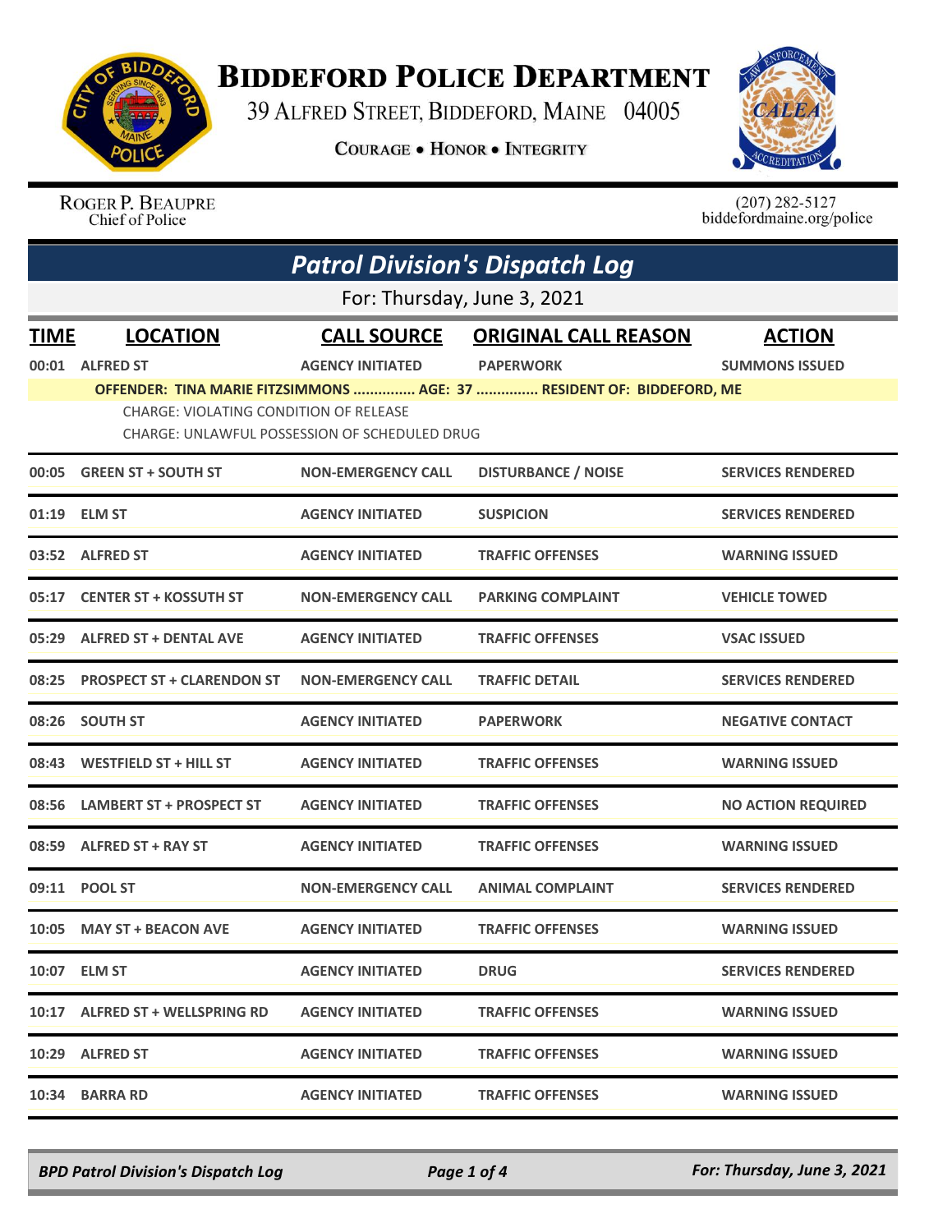# Biddeford Police Department

39 Alfred Street, Biddeford, Maine 04005

**Courage • Honor • Integrity**

Roger P. Beaupre
Chief of Police

(207) 282-5127
biddefordmaine.org/police

## *Patrol Division's Dispatch Log*

For: Thursday, June 3, 2021

| TIME | LOCATION | CALL SOURCE | ORIGINAL CALL REASON | ACTION |
|---|---|---|---|---|
| 00:01 | ALFRED ST | AGENCY INITIATED | PAPERWORK | SUMMONS ISSUED |
| | OFFENDER: TINA MARIE FITZSIMMONS ............... AGE: 37 ............... RESIDENT OF: BIDDEFORD, ME<br>CHARGE: VIOLATING CONDITION OF RELEASE<br>CHARGE: UNLAWFUL POSSESSION OF SCHEDULED DRUG | | | |
| 00:05 | GREEN ST + SOUTH ST | NON-EMERGENCY CALL | DISTURBANCE / NOISE | SERVICES RENDERED |
| 01:19 | ELM ST | AGENCY INITIATED | SUSPICION | SERVICES RENDERED |
| 03:52 | ALFRED ST | AGENCY INITIATED | TRAFFIC OFFENSES | WARNING ISSUED |
| 05:17 | CENTER ST + KOSSUTH ST | NON-EMERGENCY CALL | PARKING COMPLAINT | VEHICLE TOWED |
| 05:29 | ALFRED ST + DENTAL AVE | AGENCY INITIATED | TRAFFIC OFFENSES | VSAC ISSUED |
| 08:25 | PROSPECT ST + CLARENDON ST | NON-EMERGENCY CALL | TRAFFIC DETAIL | SERVICES RENDERED |
| 08:26 | SOUTH ST | AGENCY INITIATED | PAPERWORK | NEGATIVE CONTACT |
| 08:43 | WESTFIELD ST + HILL ST | AGENCY INITIATED | TRAFFIC OFFENSES | WARNING ISSUED |
| 08:56 | LAMBERT ST + PROSPECT ST | AGENCY INITIATED | TRAFFIC OFFENSES | NO ACTION REQUIRED |
| 08:59 | ALFRED ST + RAY ST | AGENCY INITIATED | TRAFFIC OFFENSES | WARNING ISSUED |
| 09:11 | POOL ST | NON-EMERGENCY CALL | ANIMAL COMPLAINT | SERVICES RENDERED |
| 10:05 | MAY ST + BEACON AVE | AGENCY INITIATED | TRAFFIC OFFENSES | WARNING ISSUED |
| 10:07 | ELM ST | AGENCY INITIATED | DRUG | SERVICES RENDERED |
| 10:17 | ALFRED ST + WELLSPRING RD | AGENCY INITIATED | TRAFFIC OFFENSES | WARNING ISSUED |
| 10:29 | ALFRED ST | AGENCY INITIATED | TRAFFIC OFFENSES | WARNING ISSUED |
| 10:34 | BARRA RD | AGENCY INITIATED | TRAFFIC OFFENSES | WARNING ISSUED |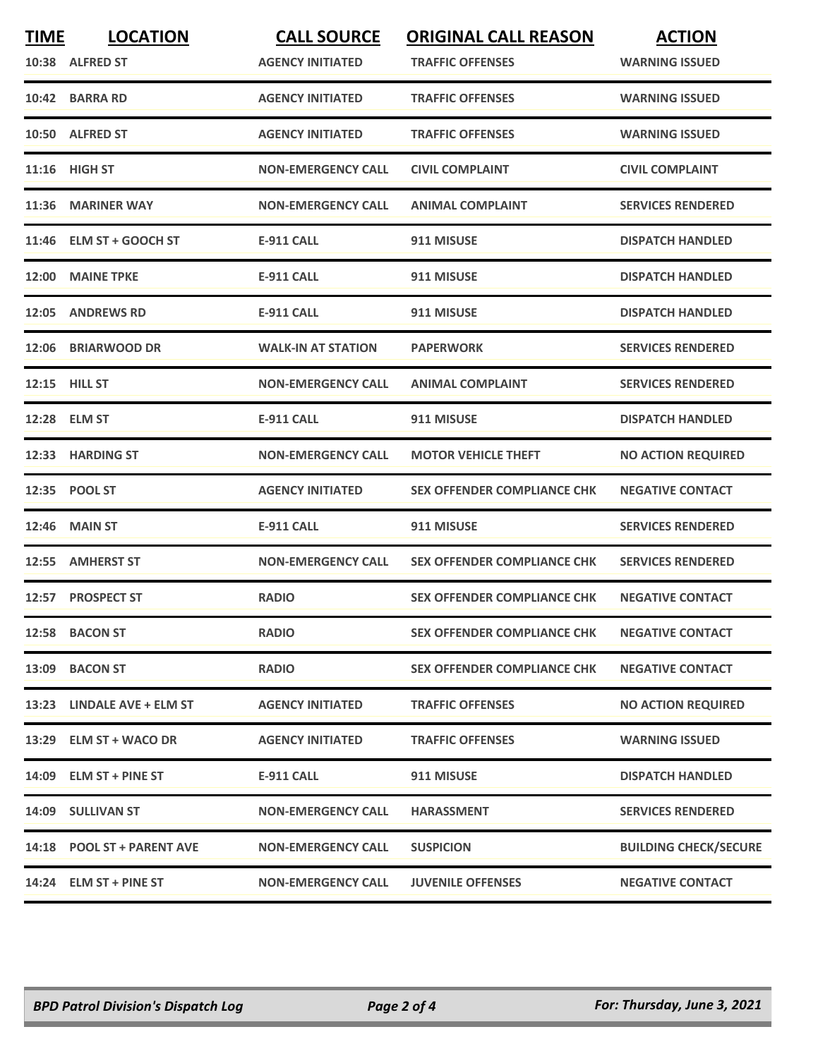| TIME | LOCATION | CALL SOURCE | ORIGINAL CALL REASON | ACTION |
|---|---|---|---|---|
| 10:38 | ALFRED ST | AGENCY INITIATED | TRAFFIC OFFENSES | WARNING ISSUED |
| 10:42 | BARRA RD | AGENCY INITIATED | TRAFFIC OFFENSES | WARNING ISSUED |
| 10:50 | ALFRED ST | AGENCY INITIATED | TRAFFIC OFFENSES | WARNING ISSUED |
| 11:16 | HIGH ST | NON-EMERGENCY CALL | CIVIL COMPLAINT | CIVIL COMPLAINT |
| 11:36 | MARINER WAY | NON-EMERGENCY CALL | ANIMAL COMPLAINT | SERVICES RENDERED |
| 11:46 | ELM ST + GOOCH ST | E-911 CALL | 911 MISUSE | DISPATCH HANDLED |
| 12:00 | MAINE TPKE | E-911 CALL | 911 MISUSE | DISPATCH HANDLED |
| 12:05 | ANDREWS RD | E-911 CALL | 911 MISUSE | DISPATCH HANDLED |
| 12:06 | BRIARWOOD DR | WALK-IN AT STATION | PAPERWORK | SERVICES RENDERED |
| 12:15 | HILL ST | NON-EMERGENCY CALL | ANIMAL COMPLAINT | SERVICES RENDERED |
| 12:28 | ELM ST | E-911 CALL | 911 MISUSE | DISPATCH HANDLED |
| 12:33 | HARDING ST | NON-EMERGENCY CALL | MOTOR VEHICLE THEFT | NO ACTION REQUIRED |
| 12:35 | POOL ST | AGENCY INITIATED | SEX OFFENDER COMPLIANCE CHK | NEGATIVE CONTACT |
| 12:46 | MAIN ST | E-911 CALL | 911 MISUSE | SERVICES RENDERED |
| 12:55 | AMHERST ST | NON-EMERGENCY CALL | SEX OFFENDER COMPLIANCE CHK | SERVICES RENDERED |
| 12:57 | PROSPECT ST | RADIO | SEX OFFENDER COMPLIANCE CHK | NEGATIVE CONTACT |
| 12:58 | BACON ST | RADIO | SEX OFFENDER COMPLIANCE CHK | NEGATIVE CONTACT |
| 13:09 | BACON ST | RADIO | SEX OFFENDER COMPLIANCE CHK | NEGATIVE CONTACT |
| 13:23 | LINDALE AVE + ELM ST | AGENCY INITIATED | TRAFFIC OFFENSES | NO ACTION REQUIRED |
| 13:29 | ELM ST + WACO DR | AGENCY INITIATED | TRAFFIC OFFENSES | WARNING ISSUED |
| 14:09 | ELM ST + PINE ST | E-911 CALL | 911 MISUSE | DISPATCH HANDLED |
| 14:09 | SULLIVAN ST | NON-EMERGENCY CALL | HARASSMENT | SERVICES RENDERED |
| 14:18 | POOL ST + PARENT AVE | NON-EMERGENCY CALL | SUSPICION | BUILDING CHECK/SECURE |
| 14:24 | ELM ST + PINE ST | NON-EMERGENCY CALL | JUVENILE OFFENSES | NEGATIVE CONTACT |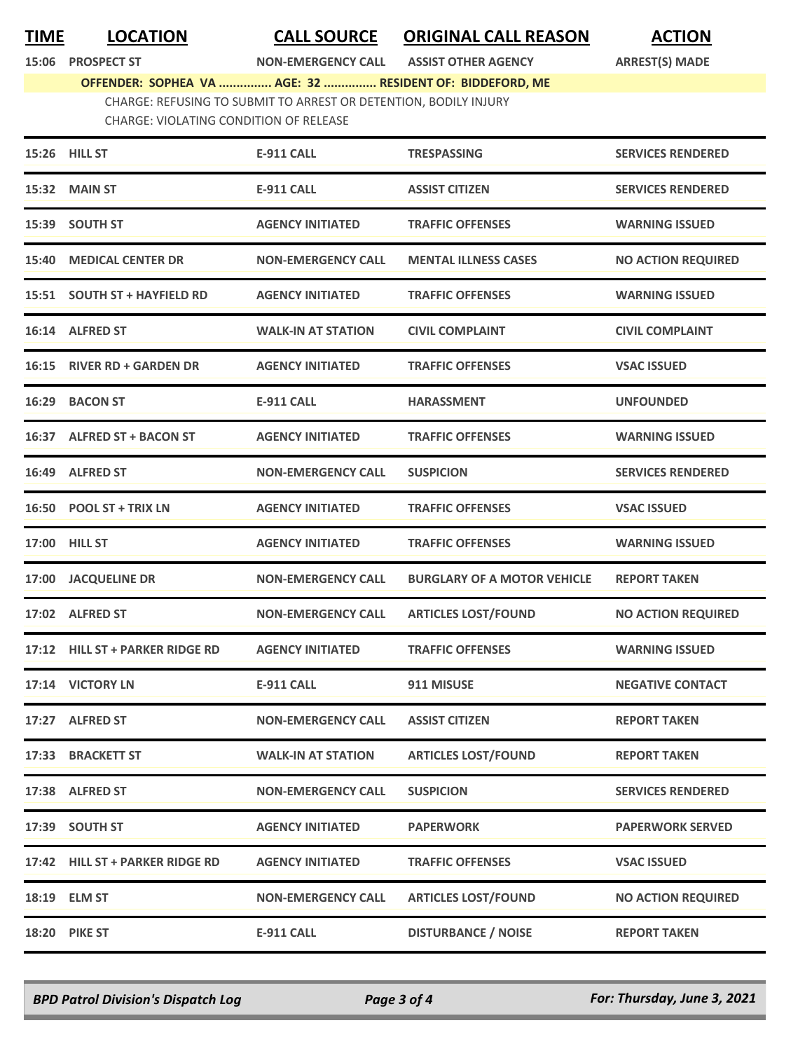| TIME | LOCATION | CALL SOURCE | ORIGINAL CALL REASON | ACTION |
| --- | --- | --- | --- | --- |
| 15:06 | PROSPECT ST | NON-EMERGENCY CALL | ASSIST OTHER AGENCY | ARREST(S) MADE |
| | OFFENDER: SOPHEA VA ............... AGE: 32 ............... RESIDENT OF: BIDDEFORD, ME | | | |
| | CHARGE: REFUSING TO SUBMIT TO ARREST OR DETENTION, BODILY INJURY | | | |
| | CHARGE: VIOLATING CONDITION OF RELEASE | | | |
| 15:26 | HILL ST | E-911 CALL | TRESPASSING | SERVICES RENDERED |
| 15:32 | MAIN ST | E-911 CALL | ASSIST CITIZEN | SERVICES RENDERED |
| 15:39 | SOUTH ST | AGENCY INITIATED | TRAFFIC OFFENSES | WARNING ISSUED |
| 15:40 | MEDICAL CENTER DR | NON-EMERGENCY CALL | MENTAL ILLNESS CASES | NO ACTION REQUIRED |
| 15:51 | SOUTH ST + HAYFIELD RD | AGENCY INITIATED | TRAFFIC OFFENSES | WARNING ISSUED |
| 16:14 | ALFRED ST | WALK-IN AT STATION | CIVIL COMPLAINT | CIVIL COMPLAINT |
| 16:15 | RIVER RD + GARDEN DR | AGENCY INITIATED | TRAFFIC OFFENSES | VSAC ISSUED |
| 16:29 | BACON ST | E-911 CALL | HARASSMENT | UNFOUNDED |
| 16:37 | ALFRED ST + BACON ST | AGENCY INITIATED | TRAFFIC OFFENSES | WARNING ISSUED |
| 16:49 | ALFRED ST | NON-EMERGENCY CALL | SUSPICION | SERVICES RENDERED |
| 16:50 | POOL ST + TRIX LN | AGENCY INITIATED | TRAFFIC OFFENSES | VSAC ISSUED |
| 17:00 | HILL ST | AGENCY INITIATED | TRAFFIC OFFENSES | WARNING ISSUED |
| 17:00 | JACQUELINE DR | NON-EMERGENCY CALL | BURGLARY OF A MOTOR VEHICLE | REPORT TAKEN |
| 17:02 | ALFRED ST | NON-EMERGENCY CALL | ARTICLES LOST/FOUND | NO ACTION REQUIRED |
| 17:12 | HILL ST + PARKER RIDGE RD | AGENCY INITIATED | TRAFFIC OFFENSES | WARNING ISSUED |
| 17:14 | VICTORY LN | E-911 CALL | 911 MISUSE | NEGATIVE CONTACT |
| 17:27 | ALFRED ST | NON-EMERGENCY CALL | ASSIST CITIZEN | REPORT TAKEN |
| 17:33 | BRACKETT ST | WALK-IN AT STATION | ARTICLES LOST/FOUND | REPORT TAKEN |
| 17:38 | ALFRED ST | NON-EMERGENCY CALL | SUSPICION | SERVICES RENDERED |
| 17:39 | SOUTH ST | AGENCY INITIATED | PAPERWORK | PAPERWORK SERVED |
| 17:42 | HILL ST + PARKER RIDGE RD | AGENCY INITIATED | TRAFFIC OFFENSES | VSAC ISSUED |
| 18:19 | ELM ST | NON-EMERGENCY CALL | ARTICLES LOST/FOUND | NO ACTION REQUIRED |
| 18:20 | PIKE ST | E-911 CALL | DISTURBANCE / NOISE | REPORT TAKEN |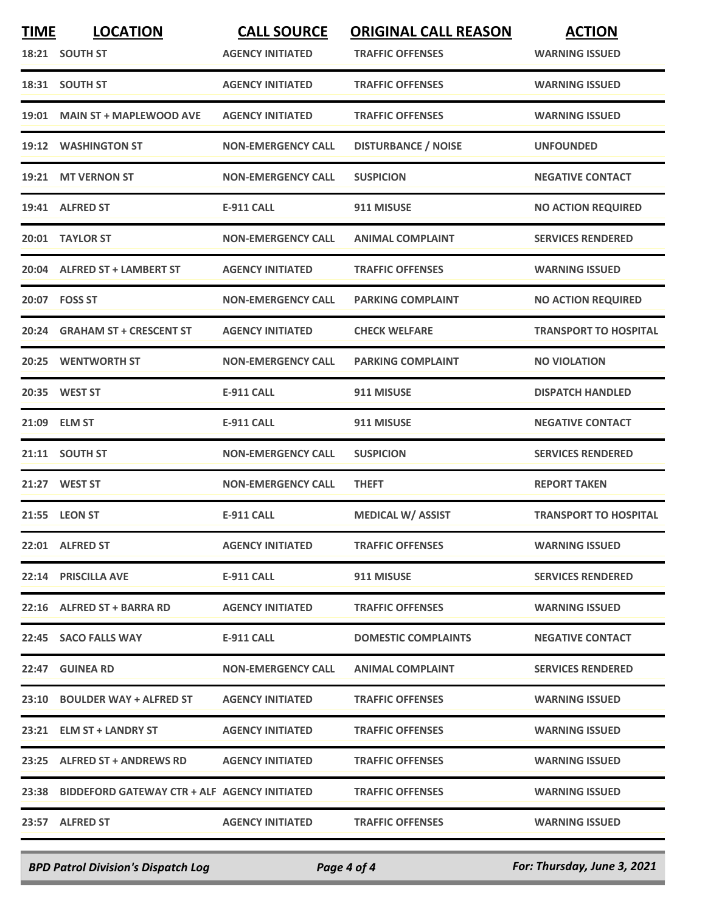| TIME | LOCATION | CALL SOURCE | ORIGINAL CALL REASON | ACTION |
|---|---|---|---|---|
| 18:21 | SOUTH ST | AGENCY INITIATED | TRAFFIC OFFENSES | WARNING ISSUED |
| 18:31 | SOUTH ST | AGENCY INITIATED | TRAFFIC OFFENSES | WARNING ISSUED |
| 19:01 | MAIN ST + MAPLEWOOD AVE | AGENCY INITIATED | TRAFFIC OFFENSES | WARNING ISSUED |
| 19:12 | WASHINGTON ST | NON-EMERGENCY CALL | DISTURBANCE / NOISE | UNFOUNDED |
| 19:21 | MT VERNON ST | NON-EMERGENCY CALL | SUSPICION | NEGATIVE CONTACT |
| 19:41 | ALFRED ST | E-911 CALL | 911 MISUSE | NO ACTION REQUIRED |
| 20:01 | TAYLOR ST | NON-EMERGENCY CALL | ANIMAL COMPLAINT | SERVICES RENDERED |
| 20:04 | ALFRED ST + LAMBERT ST | AGENCY INITIATED | TRAFFIC OFFENSES | WARNING ISSUED |
| 20:07 | FOSS ST | NON-EMERGENCY CALL | PARKING COMPLAINT | NO ACTION REQUIRED |
| 20:24 | GRAHAM ST + CRESCENT ST | AGENCY INITIATED | CHECK WELFARE | TRANSPORT TO HOSPITAL |
| 20:25 | WENTWORTH ST | NON-EMERGENCY CALL | PARKING COMPLAINT | NO VIOLATION |
| 20:35 | WEST ST | E-911 CALL | 911 MISUSE | DISPATCH HANDLED |
| 21:09 | ELM ST | E-911 CALL | 911 MISUSE | NEGATIVE CONTACT |
| 21:11 | SOUTH ST | NON-EMERGENCY CALL | SUSPICION | SERVICES RENDERED |
| 21:27 | WEST ST | NON-EMERGENCY CALL | THEFT | REPORT TAKEN |
| 21:55 | LEON ST | E-911 CALL | MEDICAL W/ ASSIST | TRANSPORT TO HOSPITAL |
| 22:01 | ALFRED ST | AGENCY INITIATED | TRAFFIC OFFENSES | WARNING ISSUED |
| 22:14 | PRISCILLA AVE | E-911 CALL | 911 MISUSE | SERVICES RENDERED |
| 22:16 | ALFRED ST + BARRA RD | AGENCY INITIATED | TRAFFIC OFFENSES | WARNING ISSUED |
| 22:45 | SACO FALLS WAY | E-911 CALL | DOMESTIC COMPLAINTS | NEGATIVE CONTACT |
| 22:47 | GUINEA RD | NON-EMERGENCY CALL | ANIMAL COMPLAINT | SERVICES RENDERED |
| 23:10 | BOULDER WAY + ALFRED ST | AGENCY INITIATED | TRAFFIC OFFENSES | WARNING ISSUED |
| 23:21 | ELM ST + LANDRY ST | AGENCY INITIATED | TRAFFIC OFFENSES | WARNING ISSUED |
| 23:25 | ALFRED ST + ANDREWS RD | AGENCY INITIATED | TRAFFIC OFFENSES | WARNING ISSUED |
| 23:38 | BIDDEFORD GATEWAY CTR + ALF | AGENCY INITIATED | TRAFFIC OFFENSES | WARNING ISSUED |
| 23:57 | ALFRED ST | AGENCY INITIATED | TRAFFIC OFFENSES | WARNING ISSUED |

*BPD Patrol Division's Dispatch Log* — *For: Thursday, June 3, 2021*